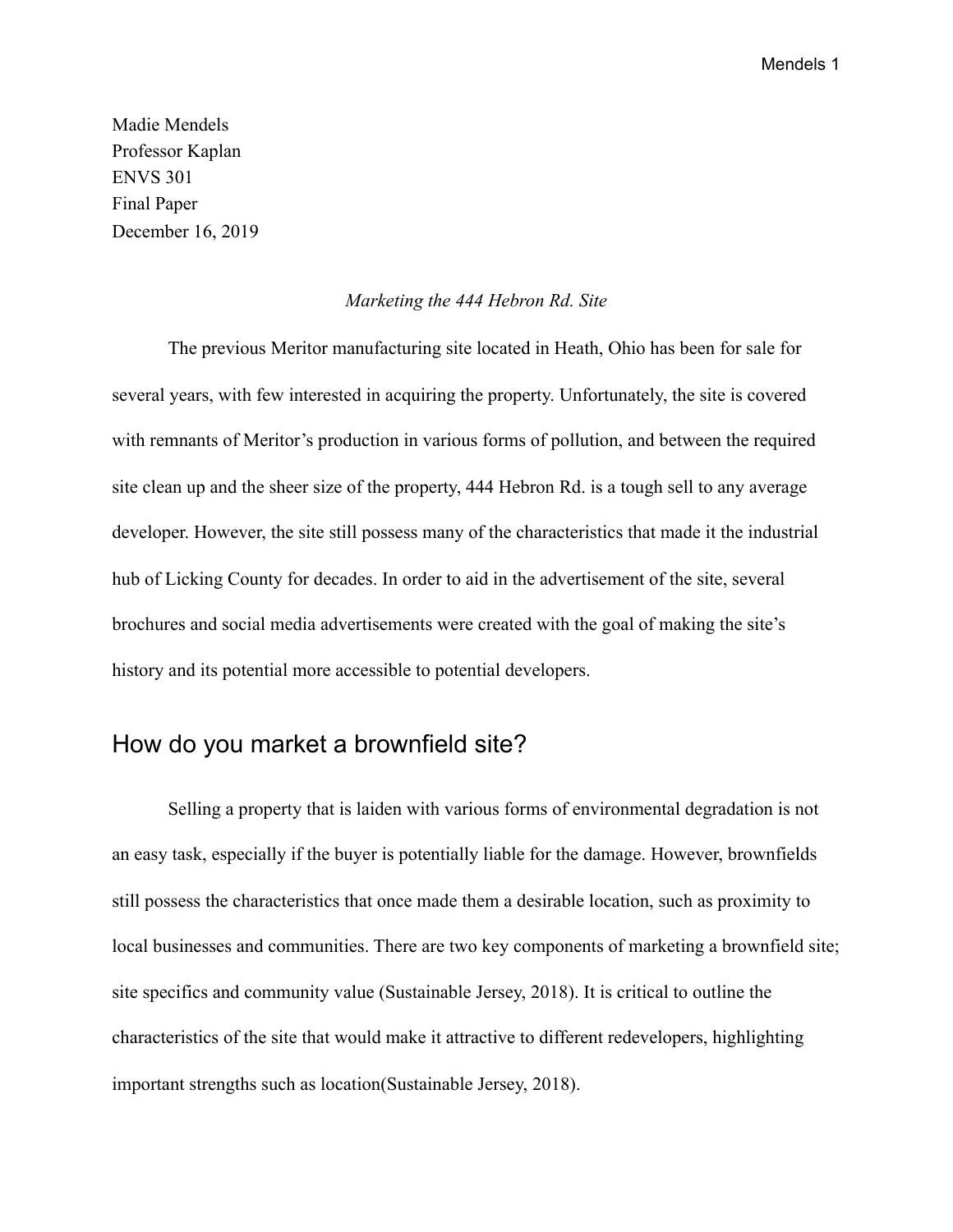Madie Mendels
Professor Kaplan
ENVS 301
Final Paper
December 16, 2019

*Marketing the 444 Hebron Rd. Site*

The previous Meritor manufacturing site located in Heath, Ohio has been for sale for several years, with few interested in acquiring the property. Unfortunately, the site is covered with remnants of Meritor's production in various forms of pollution, and between the required site clean up and the sheer size of the property, 444 Hebron Rd. is a tough sell to any average developer. However, the site still possess many of the characteristics that made it the industrial hub of Licking County for decades. In order to aid in the advertisement of the site, several brochures and social media advertisements were created with the goal of making the site's history and its potential more accessible to potential developers.

## How do you market a brownfield site?

Selling a property that is laiden with various forms of environmental degradation is not an easy task, especially if the buyer is potentially liable for the damage. However, brownfields still possess the characteristics that once made them a desirable location, such as proximity to local businesses and communities. There are two key components of marketing a brownfield site; site specifics and community value (Sustainable Jersey, 2018). It is critical to outline the characteristics of the site that would make it attractive to different redevelopers, highlighting important strengths such as location(Sustainable Jersey, 2018).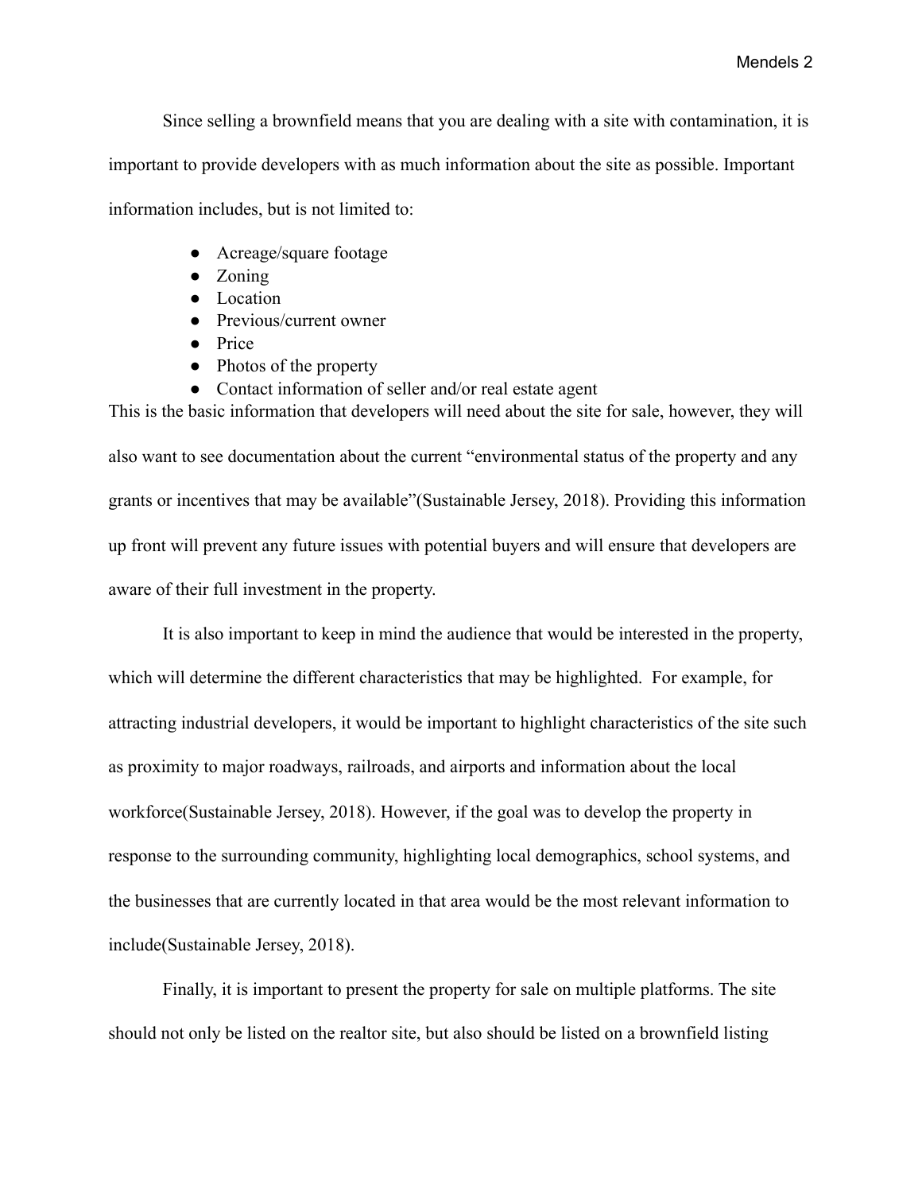Since selling a brownfield means that you are dealing with a site with contamination, it is important to provide developers with as much information about the site as possible. Important information includes, but is not limited to:

- Acreage/square footage
- Zoning
- Location
- Previous/current owner
- Price
- Photos of the property
- Contact information of seller and/or real estate agent

This is the basic information that developers will need about the site for sale, however, they will also want to see documentation about the current "environmental status of the property and any grants or incentives that may be available"(Sustainable Jersey, 2018). Providing this information up front will prevent any future issues with potential buyers and will ensure that developers are aware of their full investment in the property.

It is also important to keep in mind the audience that would be interested in the property, which will determine the different characteristics that may be highlighted. For example, for attracting industrial developers, it would be important to highlight characteristics of the site such as proximity to major roadways, railroads, and airports and information about the local workforce(Sustainable Jersey, 2018). However, if the goal was to develop the property in response to the surrounding community, highlighting local demographics, school systems, and the businesses that are currently located in that area would be the most relevant information to include(Sustainable Jersey, 2018).

Finally, it is important to present the property for sale on multiple platforms. The site should not only be listed on the realtor site, but also should be listed on a brownfield listing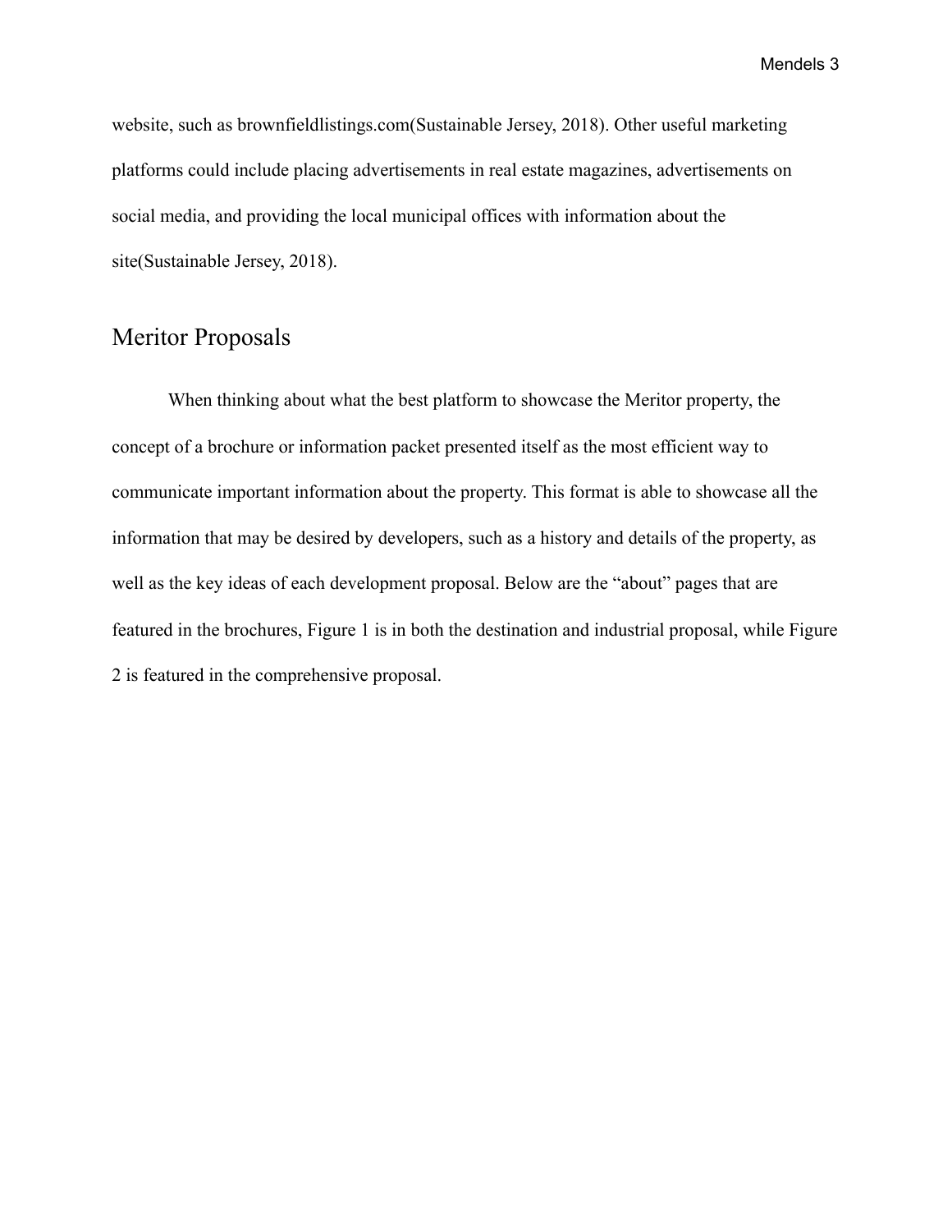website, such as brownfieldlistings.com(Sustainable Jersey, 2018). Other useful marketing platforms could include placing advertisements in real estate magazines, advertisements on social media, and providing the local municipal offices with information about the site(Sustainable Jersey, 2018).

## Meritor Proposals

When thinking about what the best platform to showcase the Meritor property, the concept of a brochure or information packet presented itself as the most efficient way to communicate important information about the property. This format is able to showcase all the information that may be desired by developers, such as a history and details of the property, as well as the key ideas of each development proposal. Below are the "about" pages that are featured in the brochures, Figure 1 is in both the destination and industrial proposal, while Figure 2 is featured in the comprehensive proposal.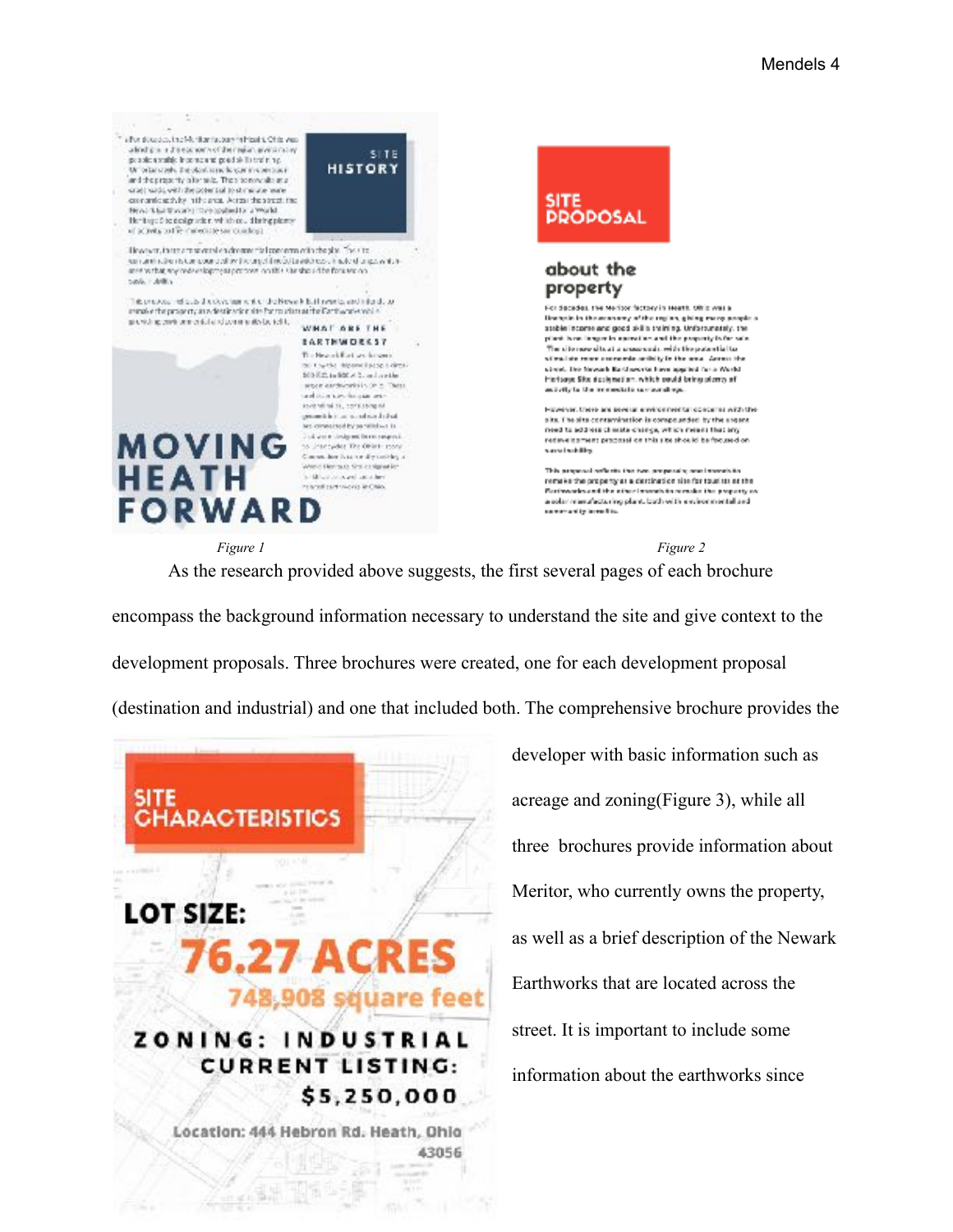*Figure 1* *Figure 2*

As the research provided above suggests, the first several pages of each brochure encompass the background information necessary to understand the site and give context to the development proposals. Three brochures were created, one for each development proposal (destination and industrial) and one that included both. The comprehensive brochure provides the developer with basic information such as acreage and zoning(Figure 3), while all three brochures provide information about Meritor, who currently owns the property, as well as a brief description of the Newark Earthworks that are located across the street. It is important to include some information about the earthworks since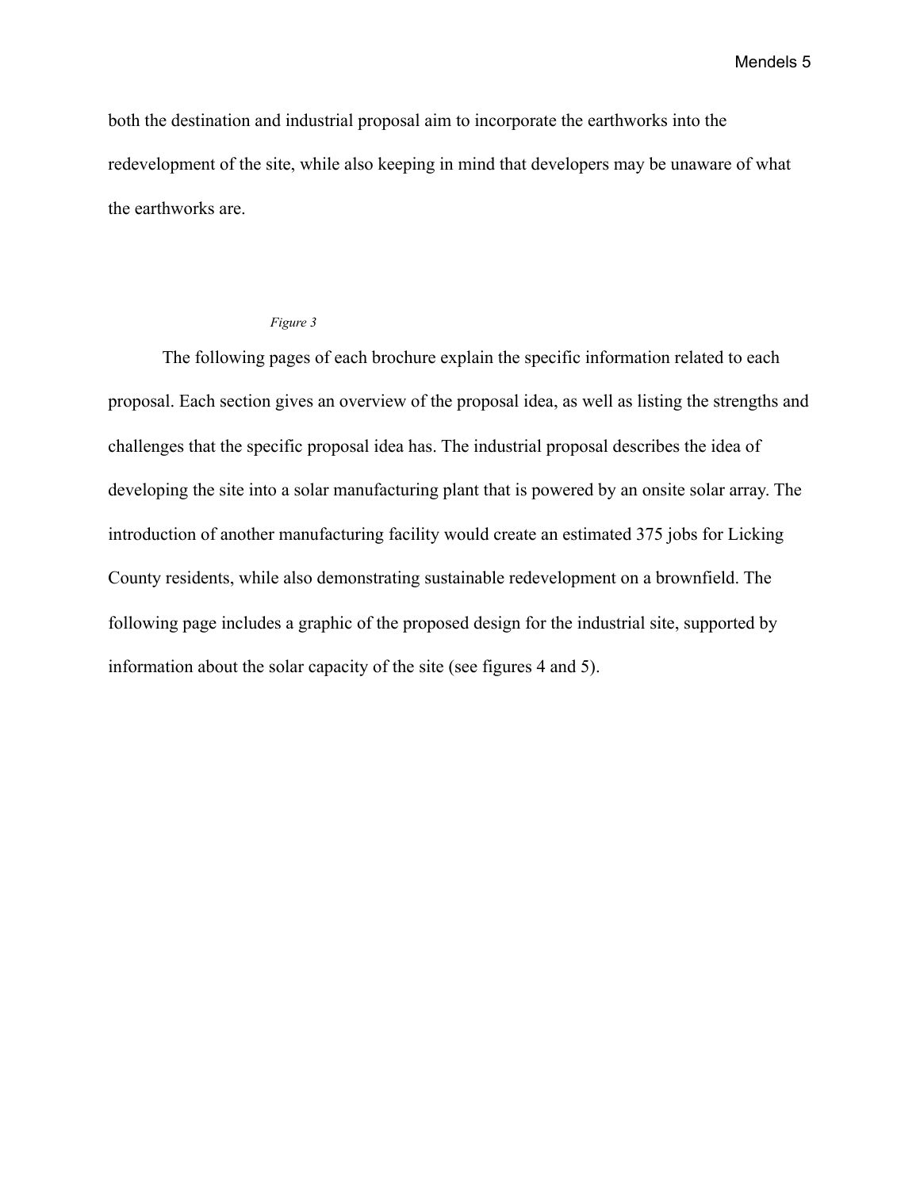both the destination and industrial proposal aim to incorporate the earthworks into the redevelopment of the site, while also keeping in mind that developers may be unaware of what the earthworks are.

*Figure 3*

The following pages of each brochure explain the specific information related to each proposal. Each section gives an overview of the proposal idea, as well as listing the strengths and challenges that the specific proposal idea has. The industrial proposal describes the idea of developing the site into a solar manufacturing plant that is powered by an onsite solar array. The introduction of another manufacturing facility would create an estimated 375 jobs for Licking County residents, while also demonstrating sustainable redevelopment on a brownfield. The following page includes a graphic of the proposed design for the industrial site, supported by information about the solar capacity of the site (see figures 4 and 5).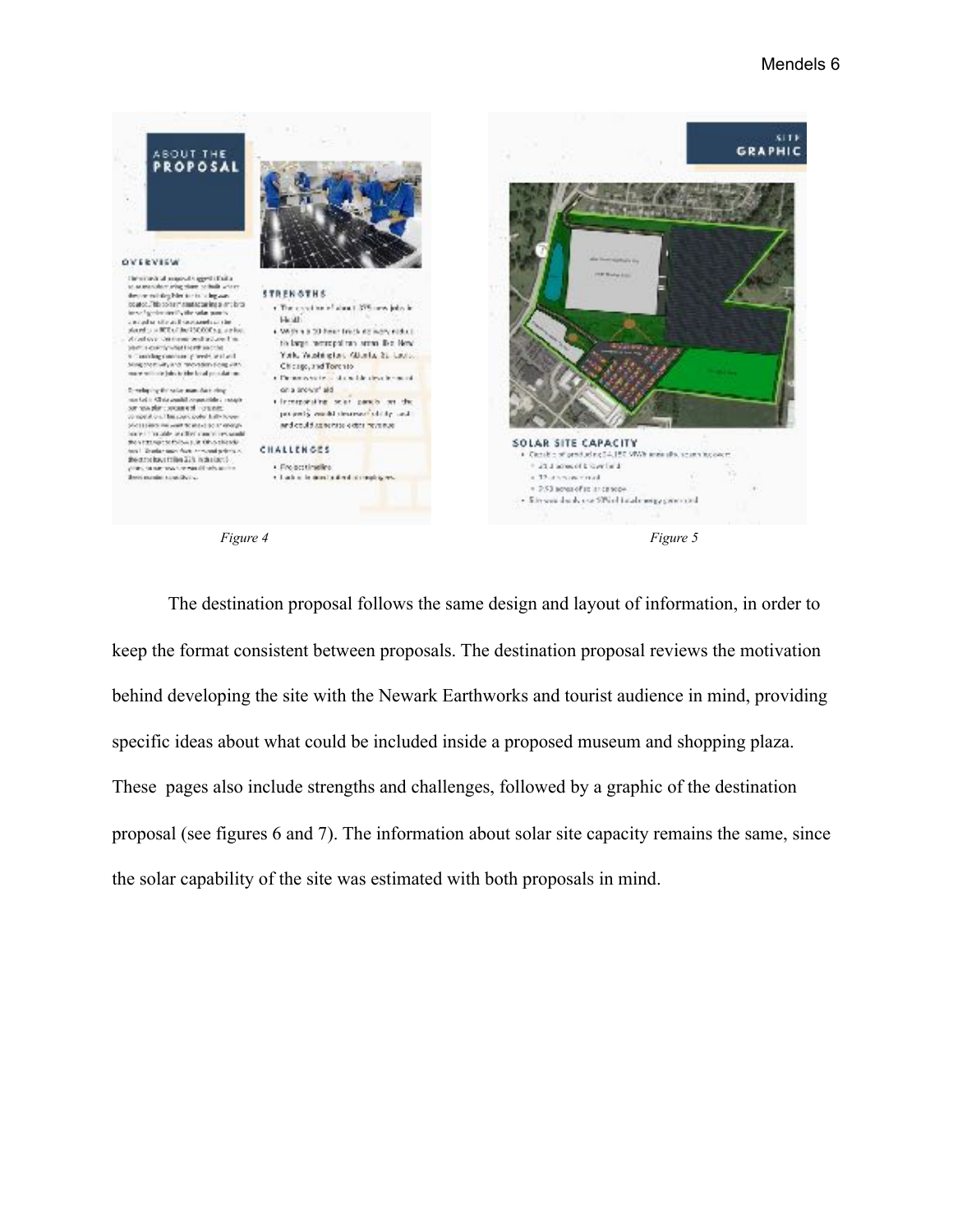*Figure 4*

*Figure 5*

The destination proposal follows the same design and layout of information, in order to keep the format consistent between proposals. The destination proposal reviews the motivation behind developing the site with the Newark Earthworks and tourist audience in mind, providing specific ideas about what could be included inside a proposed museum and shopping plaza. These pages also include strengths and challenges, followed by a graphic of the destination proposal (see figures 6 and 7). The information about solar site capacity remains the same, since the solar capability of the site was estimated with both proposals in mind.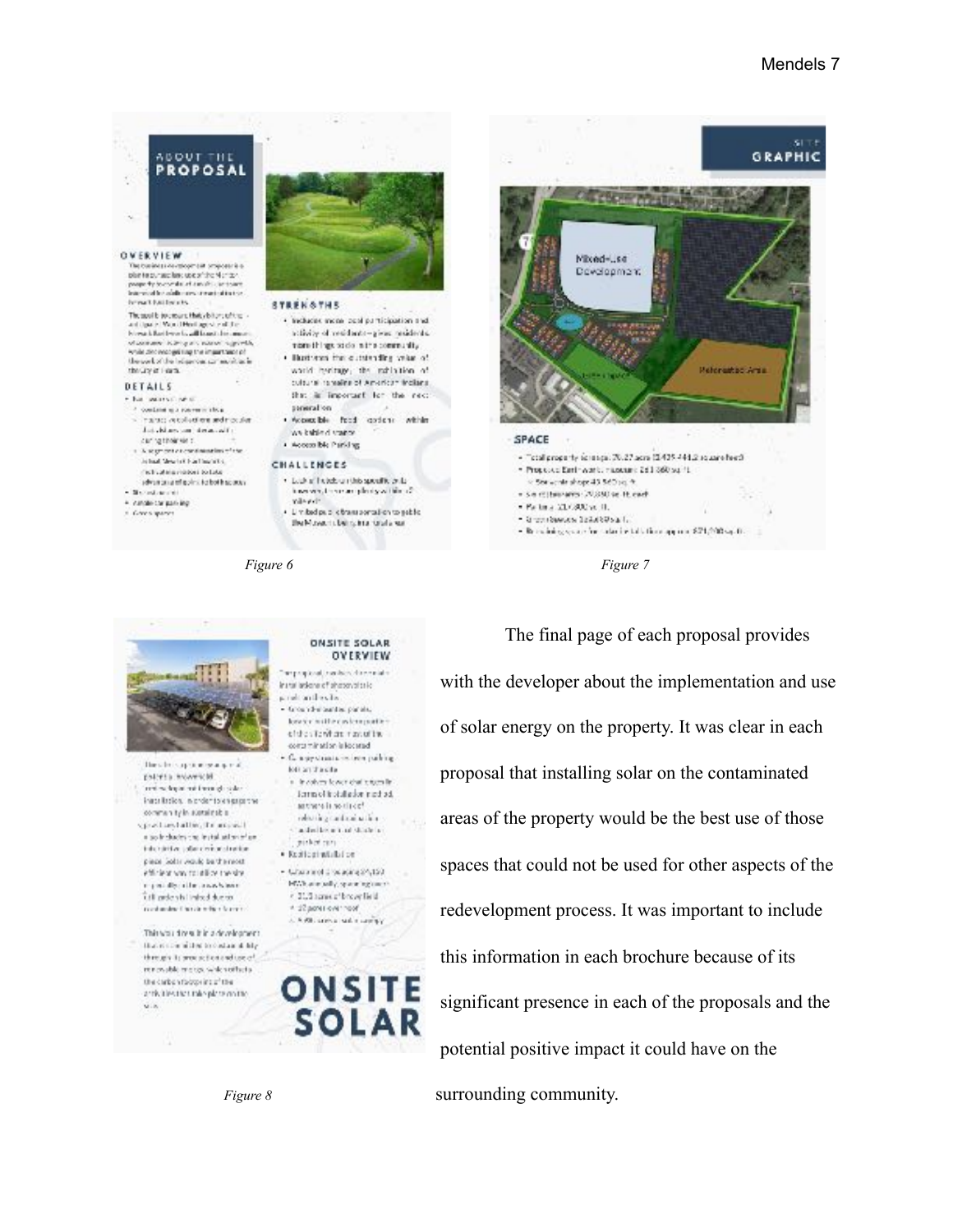*Figure 6*

*Figure 7*

*Figure 8*

The final page of each proposal provides with the developer about the implementation and use of solar energy on the property. It was clear in each proposal that installing solar on the contaminated areas of the property would be the best use of those spaces that could not be used for other aspects of the redevelopment process. It was important to include this information in each brochure because of its significant presence in each of the proposals and the potential positive impact it could have on the surrounding community.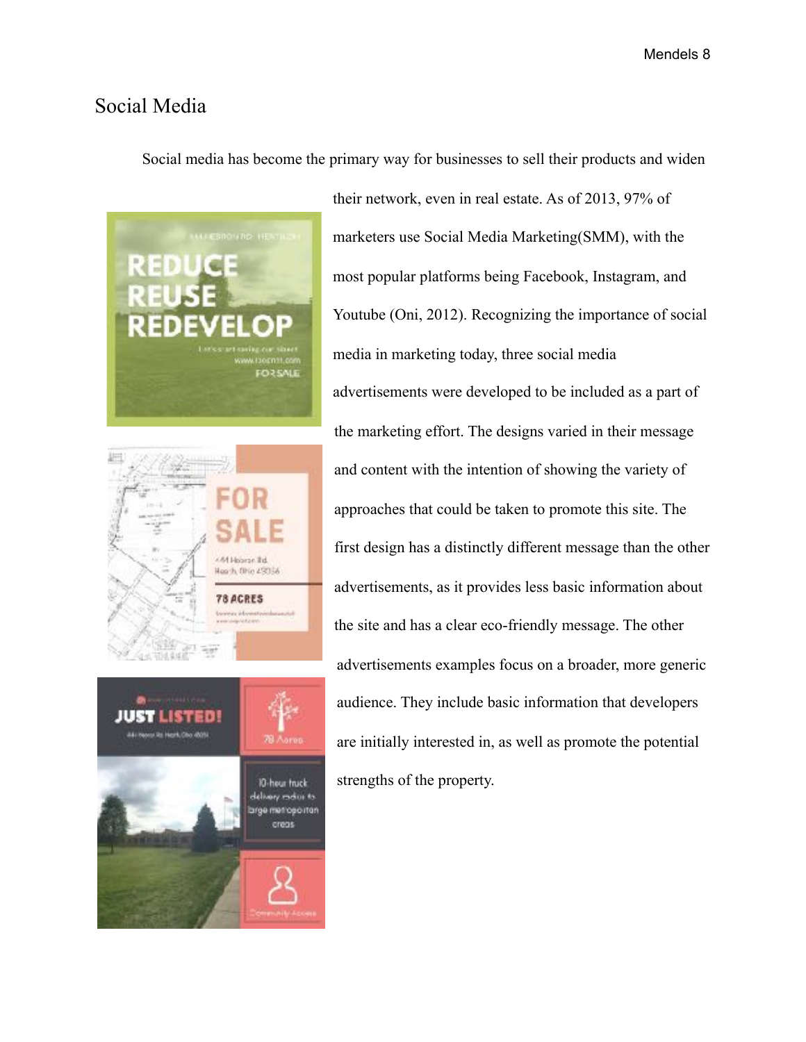## Social Media

Social media has become the primary way for businesses to sell their products and widen their network, even in real estate. As of 2013, 97% of marketers use Social Media Marketing(SMM), with the most popular platforms being Facebook, Instagram, and Youtube (Oni, 2012). Recognizing the importance of social media in marketing today, three social media advertisements were developed to be included as a part of the marketing effort. The designs varied in their message and content with the intention of showing the variety of approaches that could be taken to promote this site. The first design has a distinctly different message than the other advertisements, as it provides less basic information about the site and has a clear eco-friendly message. The other advertisements examples focus on a broader, more generic audience. They include basic information that developers are initially interested in, as well as promote the potential strengths of the property.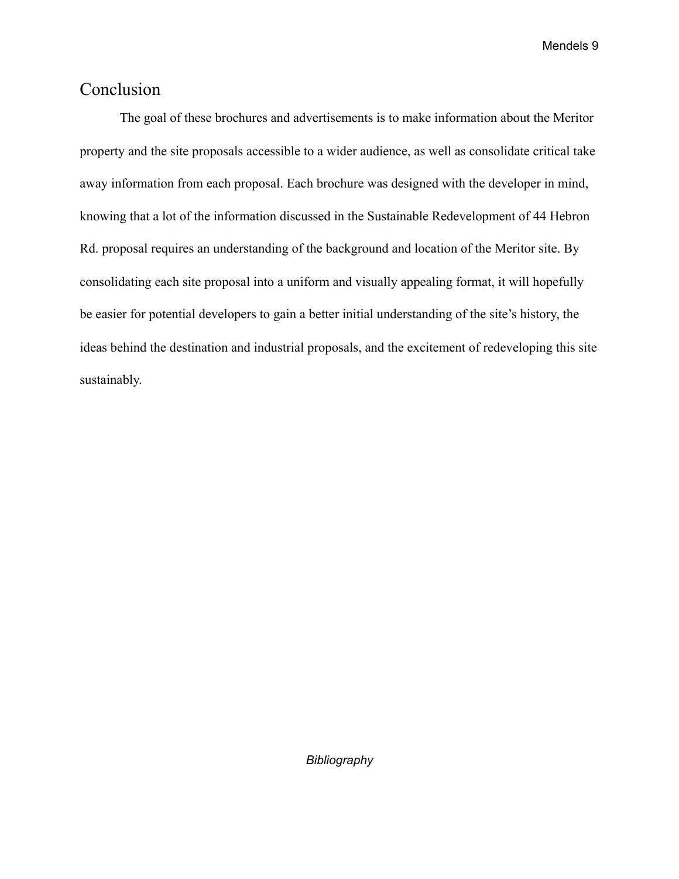# Conclusion

The goal of these brochures and advertisements is to make information about the Meritor property and the site proposals accessible to a wider audience, as well as consolidate critical take away information from each proposal. Each brochure was designed with the developer in mind, knowing that a lot of the information discussed in the Sustainable Redevelopment of 44 Hebron Rd. proposal requires an understanding of the background and location of the Meritor site. By consolidating each site proposal into a uniform and visually appealing format, it will hopefully be easier for potential developers to gain a better initial understanding of the site's history, the ideas behind the destination and industrial proposals, and the excitement of redeveloping this site sustainably.

*Bibliography*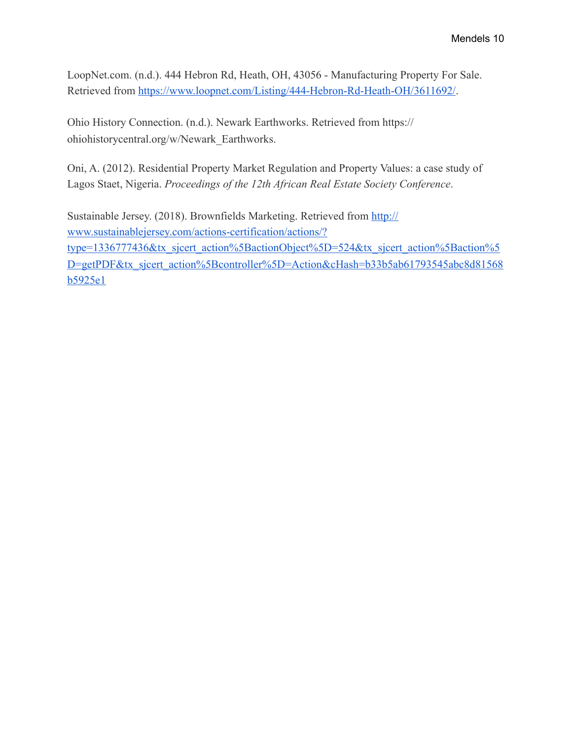LoopNet.com. (n.d.). 444 Hebron Rd, Heath, OH, 43056 - Manufacturing Property For Sale. Retrieved from https://www.loopnet.com/Listing/444-Hebron-Rd-Heath-OH/3611692/.

Ohio History Connection. (n.d.). Newark Earthworks. Retrieved from https://ohiohistorycentral.org/w/Newark_Earthworks.

Oni, A. (2012). Residential Property Market Regulation and Property Values: a case study of Lagos Staet, Nigeria. *Proceedings of the 12th African Real Estate Society Conference*.

Sustainable Jersey. (2018). Brownfields Marketing. Retrieved from http://www.sustainablejersey.com/actions-certification/actions/?type=1336777436&tx_sjcert_action%5BactionObject%5D=524&tx_sjcert_action%5Baction%5D=getPDF&tx_sjcert_action%5Bcontroller%5D=Action&cHash=b33b5ab61793545abc8d81568b5925e1